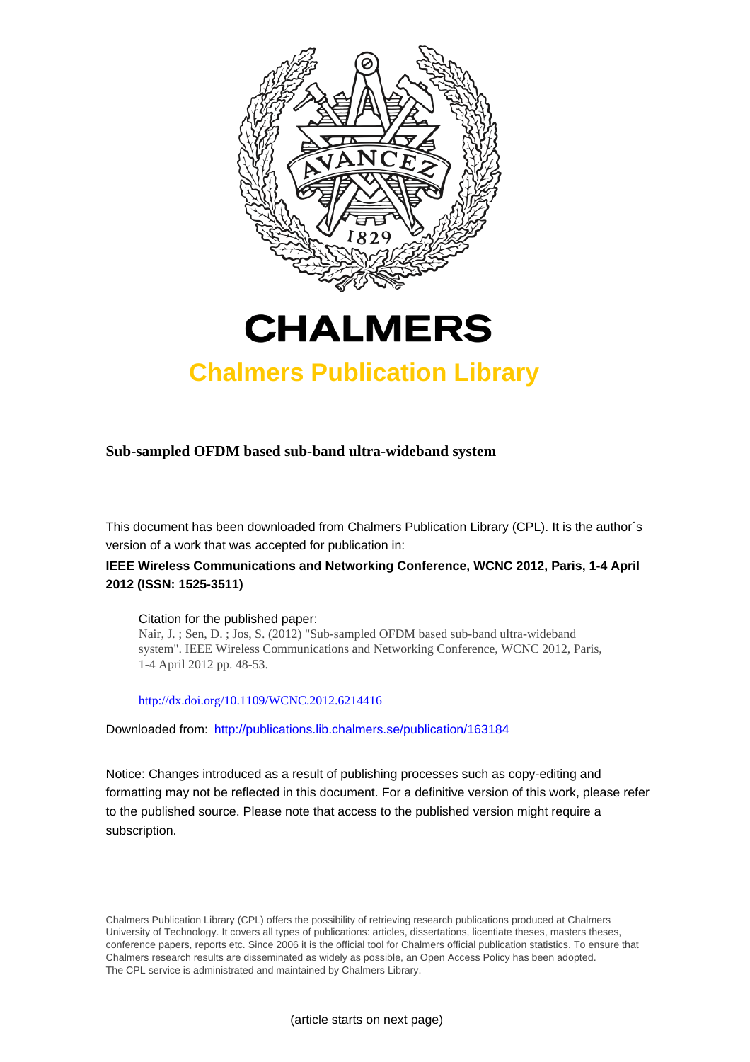# CHALMERS

## Chalmers Publication Library

**Sub-sampled OFDM based sub-band ultra-wideband system**

This document has been downloaded from Chalmers Publication Library (CPL). It is the author´s version of a work that was accepted for publication in:

**IEEE Wireless Communications and Networking Conference, WCNC 2012, Paris, 1-4 April 2012 (ISSN: 1525-3511)**

Citation for the published paper:
Nair, J. ; Sen, D. ; Jos, S. (2012) "Sub-sampled OFDM based sub-band ultra-wideband system". IEEE Wireless Communications and Networking Conference, WCNC 2012, Paris, 1-4 April 2012 pp. 48-53.

http://dx.doi.org/10.1109/WCNC.2012.6214416

Downloaded from: http://publications.lib.chalmers.se/publication/163184

Notice: Changes introduced as a result of publishing processes such as copy-editing and formatting may not be reflected in this document. For a definitive version of this work, please refer to the published source. Please note that access to the published version might require a subscription.

Chalmers Publication Library (CPL) offers the possibility of retrieving research publications produced at Chalmers University of Technology. It covers all types of publications: articles, dissertations, licentiate theses, masters theses, conference papers, reports etc. Since 2006 it is the official tool for Chalmers official publication statistics. To ensure that Chalmers research results are disseminated as widely as possible, an Open Access Policy has been adopted. The CPL service is administrated and maintained by Chalmers Library.

(article starts on next page)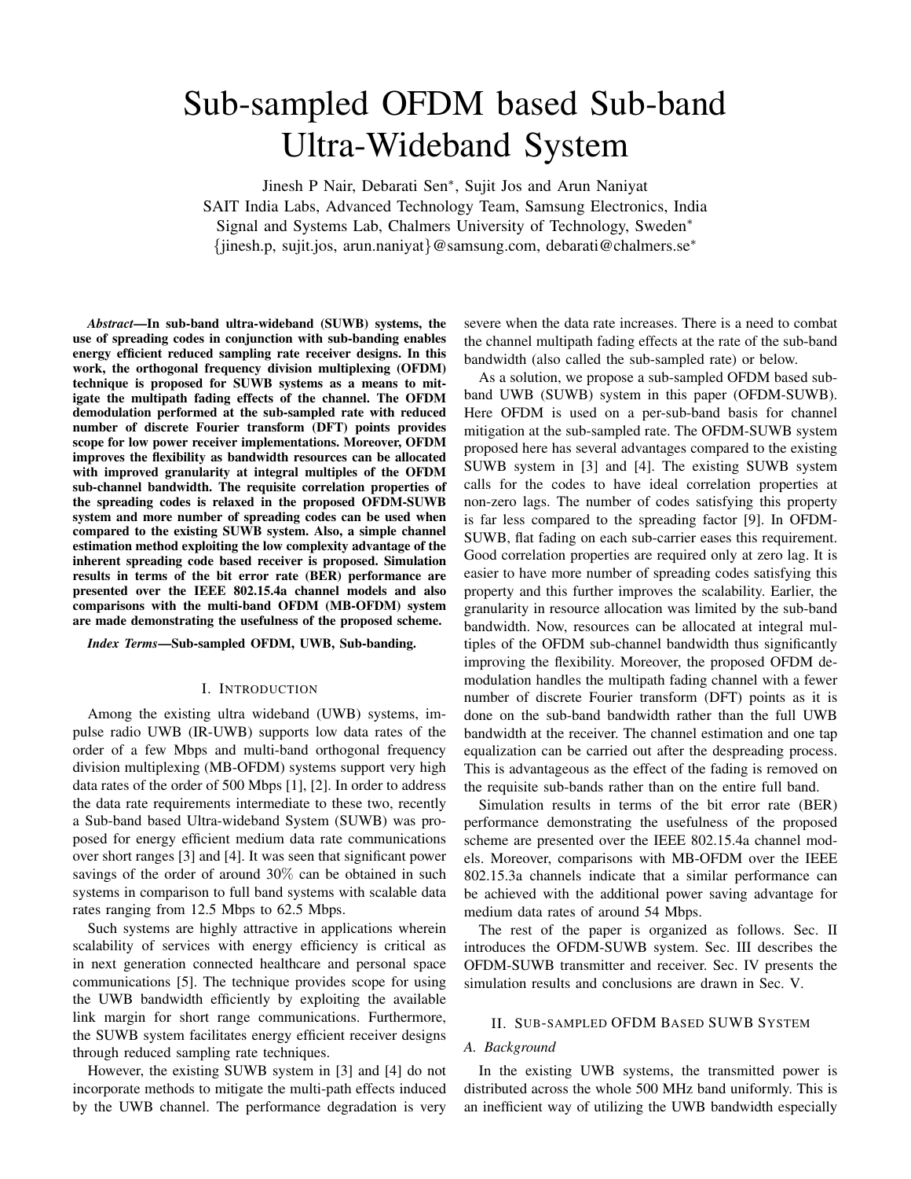# Sub-sampled OFDM based Sub-band Ultra-Wideband System

Jinesh P Nair, Debarati Sen*, Sujit Jos and Arun Naniyat
SAIT India Labs, Advanced Technology Team, Samsung Electronics, India
Signal and Systems Lab, Chalmers University of Technology, Sweden*
{jinesh.p, sujit.jos, arun.naniyat}@samsung.com, debarati@chalmers.se*

***Abstract*—In sub-band ultra-wideband (SUWB) systems, the use of spreading codes in conjunction with sub-banding enables energy efficient reduced sampling rate receiver designs. In this work, the orthogonal frequency division multiplexing (OFDM) technique is proposed for SUWB systems as a means to mitigate the multipath fading effects of the channel. The OFDM demodulation performed at the sub-sampled rate with reduced number of discrete Fourier transform (DFT) points provides scope for low power receiver implementations. Moreover, OFDM improves the flexibility as bandwidth resources can be allocated with improved granularity at integral multiples of the OFDM sub-channel bandwidth. The requisite correlation properties of the spreading codes is relaxed in the proposed OFDM-SUWB system and more number of spreading codes can be used when compared to the existing SUWB system. Also, a simple channel estimation method exploiting the low complexity advantage of the inherent spreading code based receiver is proposed. Simulation results in terms of the bit error rate (BER) performance are presented over the IEEE 802.15.4a channel models and also comparisons with the multi-band OFDM (MB-OFDM) system are made demonstrating the usefulness of the proposed scheme.**

***Index Terms*—Sub-sampled OFDM, UWB, Sub-banding.**

## I. Introduction

Among the existing ultra wideband (UWB) systems, impulse radio UWB (IR-UWB) supports low data rates of the order of a few Mbps and multi-band orthogonal frequency division multiplexing (MB-OFDM) systems support very high data rates of the order of 500 Mbps [1], [2]. In order to address the data rate requirements intermediate to these two, recently a Sub-band based Ultra-wideband System (SUWB) was proposed for energy efficient medium data rate communications over short ranges [3] and [4]. It was seen that significant power savings of the order of around 30% can be obtained in such systems in comparison to full band systems with scalable data rates ranging from 12.5 Mbps to 62.5 Mbps.

Such systems are highly attractive in applications wherein scalability of services with energy efficiency is critical as in next generation connected healthcare and personal space communications [5]. The technique provides scope for using the UWB bandwidth efficiently by exploiting the available link margin for short range communications. Furthermore, the SUWB system facilitates energy efficient receiver designs through reduced sampling rate techniques.

However, the existing SUWB system in [3] and [4] do not incorporate methods to mitigate the multi-path effects induced by the UWB channel. The performance degradation is very severe when the data rate increases. There is a need to combat the channel multipath fading effects at the rate of the sub-band bandwidth (also called the sub-sampled rate) or below.

As a solution, we propose a sub-sampled OFDM based sub-band UWB (SUWB) system in this paper (OFDM-SUWB). Here OFDM is used on a per-sub-band basis for channel mitigation at the sub-sampled rate. The OFDM-SUWB system proposed here has several advantages compared to the existing SUWB system in [3] and [4]. The existing SUWB system calls for the codes to have ideal correlation properties at non-zero lags. The number of codes satisfying this property is far less compared to the spreading factor [9]. In OFDM-SUWB, flat fading on each sub-carrier eases this requirement. Good correlation properties are required only at zero lag. It is easier to have more number of spreading codes satisfying this property and this further improves the scalability. Earlier, the granularity in resource allocation was limited by the sub-band bandwidth. Now, resources can be allocated at integral multiples of the OFDM sub-channel bandwidth thus significantly improving the flexibility. Moreover, the proposed OFDM demodulation handles the multipath fading channel with a fewer number of discrete Fourier transform (DFT) points as it is done on the sub-band bandwidth rather than the full UWB bandwidth at the receiver. The channel estimation and one tap equalization can be carried out after the despreading process. This is advantageous as the effect of the fading is removed on the requisite sub-bands rather than on the entire full band.

Simulation results in terms of the bit error rate (BER) performance demonstrating the usefulness of the proposed scheme are presented over the IEEE 802.15.4a channel models. Moreover, comparisons with MB-OFDM over the IEEE 802.15.3a channels indicate that a similar performance can be achieved with the additional power saving advantage for medium data rates of around 54 Mbps.

The rest of the paper is organized as follows. Sec. II introduces the OFDM-SUWB system. Sec. III describes the OFDM-SUWB transmitter and receiver. Sec. IV presents the simulation results and conclusions are drawn in Sec. V.

## II. Sub-sampled OFDM Based SUWB System

### A. Background

In the existing UWB systems, the transmitted power is distributed across the whole 500 MHz band uniformly. This is an inefficient way of utilizing the UWB bandwidth especially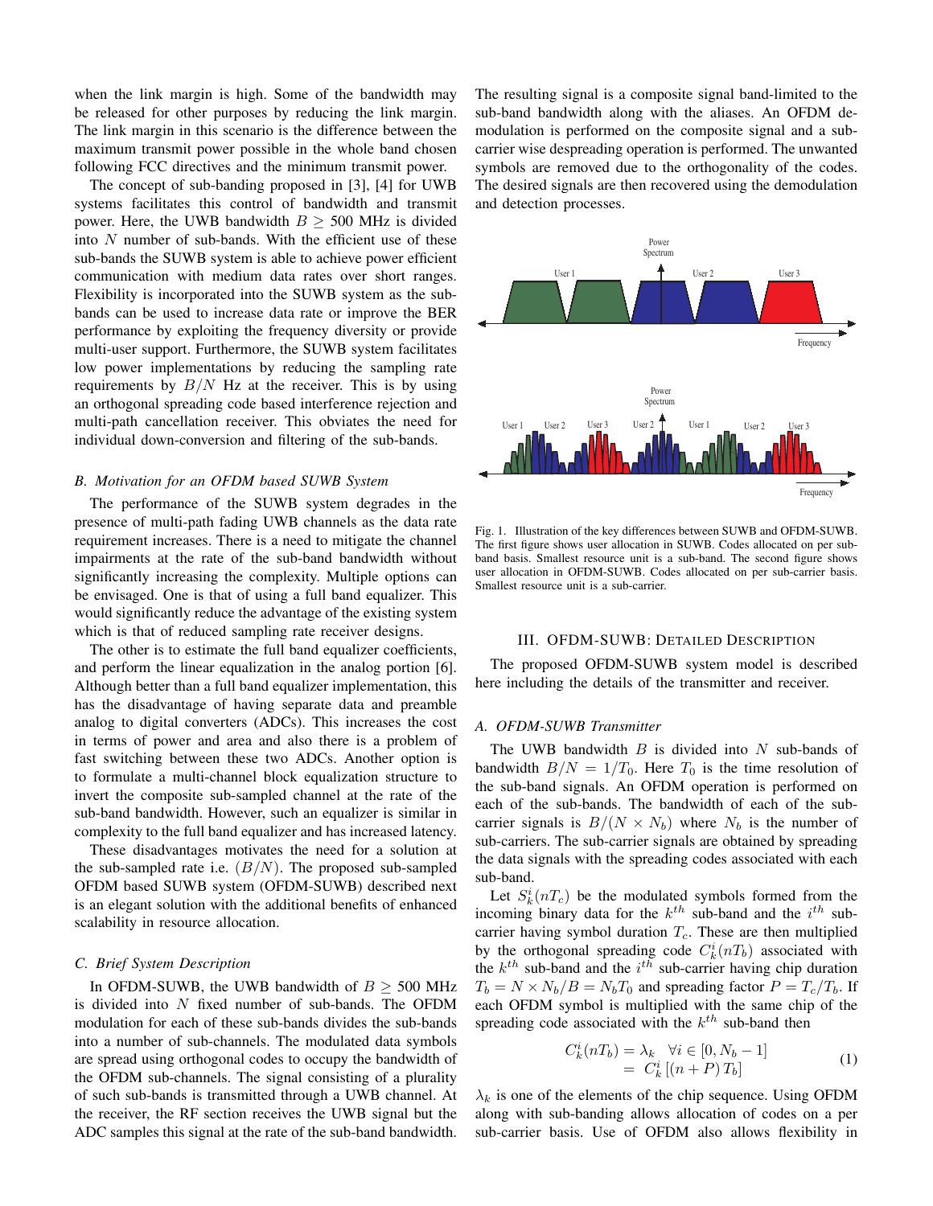when the link margin is high. Some of the bandwidth may be released for other purposes by reducing the link margin. The link margin in this scenario is the difference between the maximum transmit power possible in the whole band chosen following FCC directives and the minimum transmit power.

The concept of sub-banding proposed in [3], [4] for UWB systems facilitates this control of bandwidth and transmit power. Here, the UWB bandwidth $B \geq 500$ MHz is divided into $N$ number of sub-bands. With the efficient use of these sub-bands the SUWB system is able to achieve power efficient communication with medium data rates over short ranges. Flexibility is incorporated into the SUWB system as the sub-bands can be used to increase data rate or improve the BER performance by exploiting the frequency diversity or provide multi-user support. Furthermore, the SUWB system facilitates low power implementations by reducing the sampling rate requirements by $B/N$ Hz at the receiver. This is by using an orthogonal spreading code based interference rejection and multi-path cancellation receiver. This obviates the need for individual down-conversion and filtering of the sub-bands.

### B. Motivation for an OFDM based SUWB System

The performance of the SUWB system degrades in the presence of multi-path fading UWB channels as the data rate requirement increases. There is a need to mitigate the channel impairments at the rate of the sub-band bandwidth without significantly increasing the complexity. Multiple options can be envisaged. One is that of using a full band equalizer. This would significantly reduce the advantage of the existing system which is that of reduced sampling rate receiver designs.

The other is to estimate the full band equalizer coefficients, and perform the linear equalization in the analog portion [6]. Although better than a full band equalizer implementation, this has the disadvantage of having separate data and preamble analog to digital converters (ADCs). This increases the cost in terms of power and area and also there is a problem of fast switching between these two ADCs. Another option is to formulate a multi-channel block equalization structure to invert the composite sub-sampled channel at the rate of the sub-band bandwidth. However, such an equalizer is similar in complexity to the full band equalizer and has increased latency.

These disadvantages motivates the need for a solution at the sub-sampled rate i.e. $(B/N)$. The proposed sub-sampled OFDM based SUWB system (OFDM-SUWB) described next is an elegant solution with the additional benefits of enhanced scalability in resource allocation.

### C. Brief System Description

In OFDM-SUWB, the UWB bandwidth of $B \geq 500$ MHz is divided into $N$ fixed number of sub-bands. The OFDM modulation for each of these sub-bands divides the sub-bands into a number of sub-channels. The modulated data symbols are spread using orthogonal codes to occupy the bandwidth of the OFDM sub-channels. The signal consisting of a plurality of such sub-bands is transmitted through a UWB channel. At the receiver, the RF section receives the UWB signal but the ADC samples this signal at the rate of the sub-band bandwidth. The resulting signal is a composite signal band-limited to the sub-band bandwidth along with the aliases. An OFDM demodulation is performed on the composite signal and a sub-carrier wise despreading operation is performed. The unwanted symbols are removed due to the orthogonality of the codes. The desired signals are then recovered using the demodulation and detection processes.

Fig. 1. Illustration of the key differences between SUWB and OFDM-SUWB. The first figure shows user allocation in SUWB. Codes allocated on per sub-band basis. Smallest resource unit is a sub-band. The second figure shows user allocation in OFDM-SUWB. Codes allocated on per sub-carrier basis. Smallest resource unit is a sub-carrier.

## III. OFDM-SUWB: Detailed Description

The proposed OFDM-SUWB system model is described here including the details of the transmitter and receiver.

### A. OFDM-SUWB Transmitter

The UWB bandwidth $B$ is divided into $N$ sub-bands of bandwidth $B/N = 1/T_0$. Here $T_0$ is the time resolution of the sub-band signals. An OFDM operation is performed on each of the sub-bands. The bandwidth of each of the sub-carrier signals is $B/(N \times N_b)$ where $N_b$ is the number of sub-carriers. The sub-carrier signals are obtained by spreading the data signals with the spreading codes associated with each sub-band.

Let $S_k^i(nT_c)$ be the modulated symbols formed from the incoming binary data for the $k^{th}$ sub-band and the $i^{th}$ sub-carrier having symbol duration $T_c$. These are then multiplied by the orthogonal spreading code $C_k^i(nT_b)$ associated with the $k^{th}$ sub-band and the $i^{th}$ sub-carrier having chip duration $T_b = N \times N_b/B = N_b T_0$ and spreading factor $P = T_c/T_b$. If each OFDM symbol is multiplied with the same chip of the spreading code associated with the $k^{th}$ sub-band then

$$\begin{aligned} C_k^i(nT_b) &= \lambda_k \quad \forall i \in [0, N_b - 1] \\ &= C_k^i\left[(n+P)\,T_b\right] \end{aligned} \tag{1}$$

$\lambda_k$ is one of the elements of the chip sequence. Using OFDM along with sub-banding allows allocation of codes on a per sub-carrier basis. Use of OFDM also allows flexibility in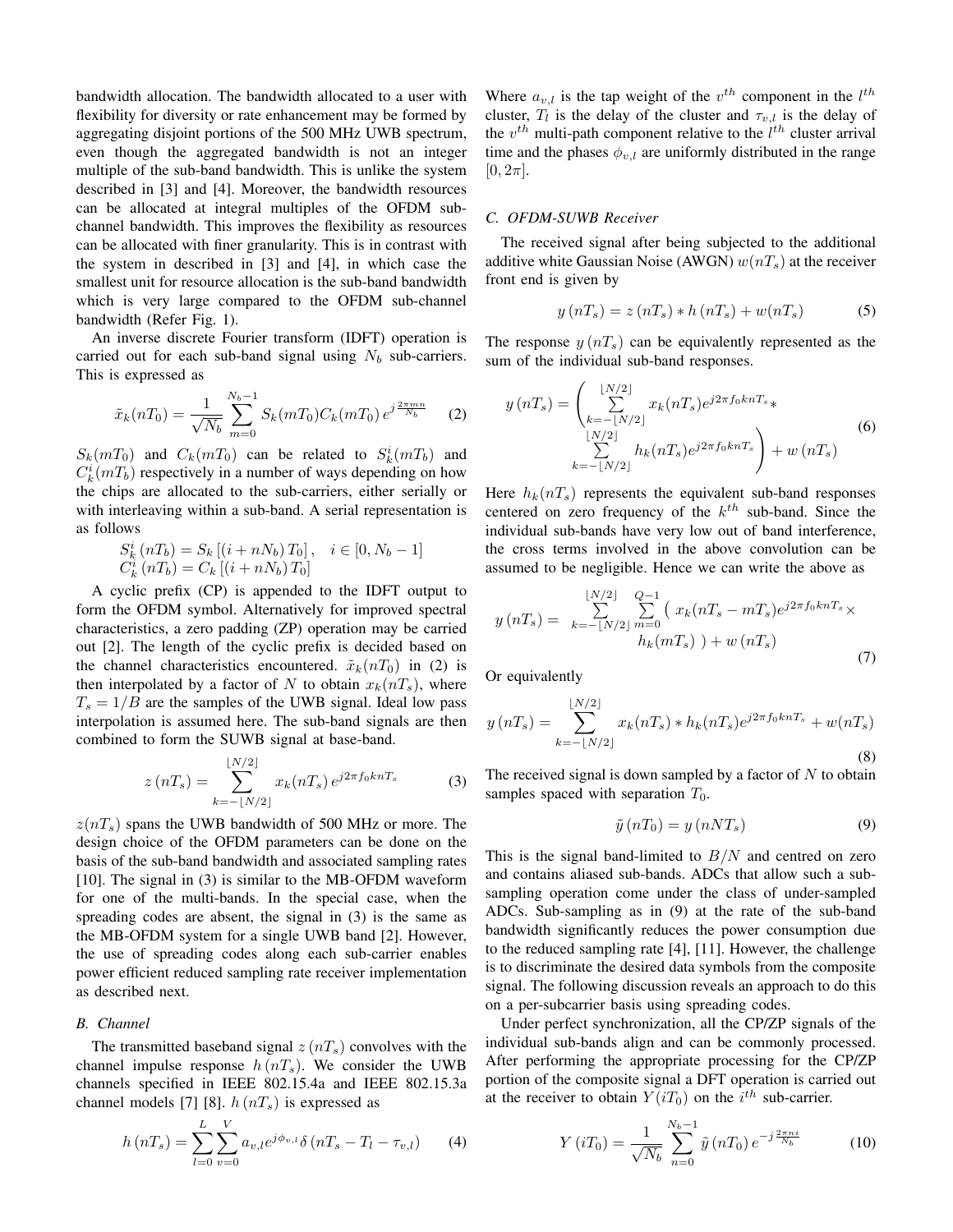bandwidth allocation. The bandwidth allocated to a user with flexibility for diversity or rate enhancement may be formed by aggregating disjoint portions of the 500 MHz UWB spectrum, even though the aggregated bandwidth is not an integer multiple of the sub-band bandwidth. This is unlike the system described in [3] and [4]. Moreover, the bandwidth resources can be allocated at integral multiples of the OFDM sub-channel bandwidth. This improves the flexibility as resources can be allocated with finer granularity. This is in contrast with the system in described in [3] and [4], in which case the smallest unit for resource allocation is the sub-band bandwidth which is very large compared to the OFDM sub-channel bandwidth (Refer Fig. 1).

An inverse discrete Fourier transform (IDFT) operation is carried out for each sub-band signal using $N_b$ sub-carriers. This is expressed as

$$\tilde{x}_k(nT_0) = \frac{1}{\sqrt{N_b}} \sum_{m=0}^{N_b-1} S_k(mT_0) C_k(mT_0)\, e^{j\frac{2\pi mn}{N_b}} \tag{2}$$

$S_k(mT_0)$ and $C_k(mT_0)$ can be related to $S_k^i(mT_b)$ and $C_k^i(mT_b)$ respectively in a number of ways depending on how the chips are allocated to the sub-carriers, either serially or with interleaving within a sub-band. A serial representation is as follows

$$\begin{array}{l} S_k^i\,(nT_b) = S_k\left[(i + nN_b)\,T_0\right], \quad i \in [0, N_b - 1] \\ C_k^i\,(nT_b) = C_k\left[(i + nN_b)\,T_0\right] \end{array}$$

A cyclic prefix (CP) is appended to the IDFT output to form the OFDM symbol. Alternatively for improved spectral characteristics, a zero padding (ZP) operation may be carried out [2]. The length of the cyclic prefix is decided based on the channel characteristics encountered. $\tilde{x}_k(nT_0)$ in (2) is then interpolated by a factor of $N$ to obtain $x_k(nT_s)$, where $T_s = 1/B$ are the samples of the UWB signal. Ideal low pass interpolation is assumed here. The sub-band signals are then combined to form the SUWB signal at base-band.

$$z\,(nT_s) = \sum_{k=-\lfloor N/2 \rfloor}^{\lfloor N/2 \rfloor} x_k(nT_s)\, e^{j2\pi f_0 knT_s} \tag{3}$$

$z(nT_s)$ spans the UWB bandwidth of 500 MHz or more. The design choice of the OFDM parameters can be done on the basis of the sub-band bandwidth and associated sampling rates [10]. The signal in (3) is similar to the MB-OFDM waveform for one of the multi-bands. In the special case, when the spreading codes are absent, the signal in (3) is the same as the MB-OFDM system for a single UWB band [2]. However, the use of spreading codes along each sub-carrier enables power efficient reduced sampling rate receiver implementation as described next.

### B. Channel

The transmitted baseband signal $z\,(nT_s)$ convolves with the channel impulse response $h\,(nT_s)$. We consider the UWB channels specified in IEEE 802.15.4a and IEEE 802.15.3a channel models [7] [8]. $h\,(nT_s)$ is expressed as

$$h\,(nT_s) = \sum_{l=0}^{L} \sum_{v=0}^{V} a_{v,l} e^{j\phi_{v,l}} \delta\,(nT_s - T_l - \tau_{v,l}) \tag{4}$$

Where $a_{v,l}$ is the tap weight of the $v^{th}$ component in the $l^{th}$ cluster, $T_l$ is the delay of the cluster and $\tau_{v,l}$ is the delay of the $v^{th}$ multi-path component relative to the $l^{th}$ cluster arrival time and the phases $\phi_{v,l}$ are uniformly distributed in the range $[0, 2\pi]$.

### C. OFDM-SUWB Receiver

The received signal after being subjected to the additional additive white Gaussian Noise (AWGN) $w(nT_s)$ at the receiver front end is given by

$$y\,(nT_s) = z\,(nT_s) * h\,(nT_s) + w(nT_s) \tag{5}$$

The response $y\,(nT_s)$ can be equivalently represented as the sum of the individual sub-band responses.

$$y\,(nT_s) = \left( \sum_{k=-\lfloor N/2 \rfloor}^{\lfloor N/2 \rfloor} x_k(nT_s) e^{j2\pi f_0 knT_s} * \sum_{k=-\lfloor N/2 \rfloor}^{\lfloor N/2 \rfloor} h_k(nT_s) e^{j2\pi f_0 knT_s} \right) + w\,(nT_s) \tag{6}$$

Here $h_k(nT_s)$ represents the equivalent sub-band responses centered on zero frequency of the $k^{th}$ sub-band. Since the individual sub-bands have very low out of band interference, the cross terms involved in the above convolution can be assumed to be negligible. Hence we can write the above as

$$y\,(nT_s) = \sum_{k=-\lfloor N/2 \rfloor}^{\lfloor N/2 \rfloor} \sum_{m=0}^{Q-1} \left( x_k(nT_s - mT_s) e^{j2\pi f_0 knT_s} \times h_k(mT_s) \right) + w\,(nT_s) \tag{7}$$

Or equivalently

$$y\,(nT_s) = \sum_{k=-\lfloor N/2 \rfloor}^{\lfloor N/2 \rfloor} x_k(nT_s) * h_k(nT_s) e^{j2\pi f_0 knT_s} + w(nT_s) \tag{8}$$

The received signal is down sampled by a factor of $N$ to obtain samples spaced with separation $T_0$.

$$\tilde{y}\,(nT_0) = y\,(nNT_s) \tag{9}$$

This is the signal band-limited to $B/N$ and centred on zero and contains aliased sub-bands. ADCs that allow such a sub-sampling operation come under the class of under-sampled ADCs. Sub-sampling as in (9) at the rate of the sub-band bandwidth significantly reduces the power consumption due to the reduced sampling rate [4], [11]. However, the challenge is to discriminate the desired data symbols from the composite signal. The following discussion reveals an approach to do this on a per-subcarrier basis using spreading codes.

Under perfect synchronization, all the CP/ZP signals of the individual sub-bands align and can be commonly processed. After performing the appropriate processing for the CP/ZP portion of the composite signal a DFT operation is carried out at the receiver to obtain $Y(iT_0)$ on the $i^{th}$ sub-carrier.

$$Y\,(iT_0) = \frac{1}{\sqrt{N_b}} \sum_{n=0}^{N_b-1} \tilde{y}\,(nT_0)\, e^{-j\frac{2\pi ni}{N_b}} \tag{10}$$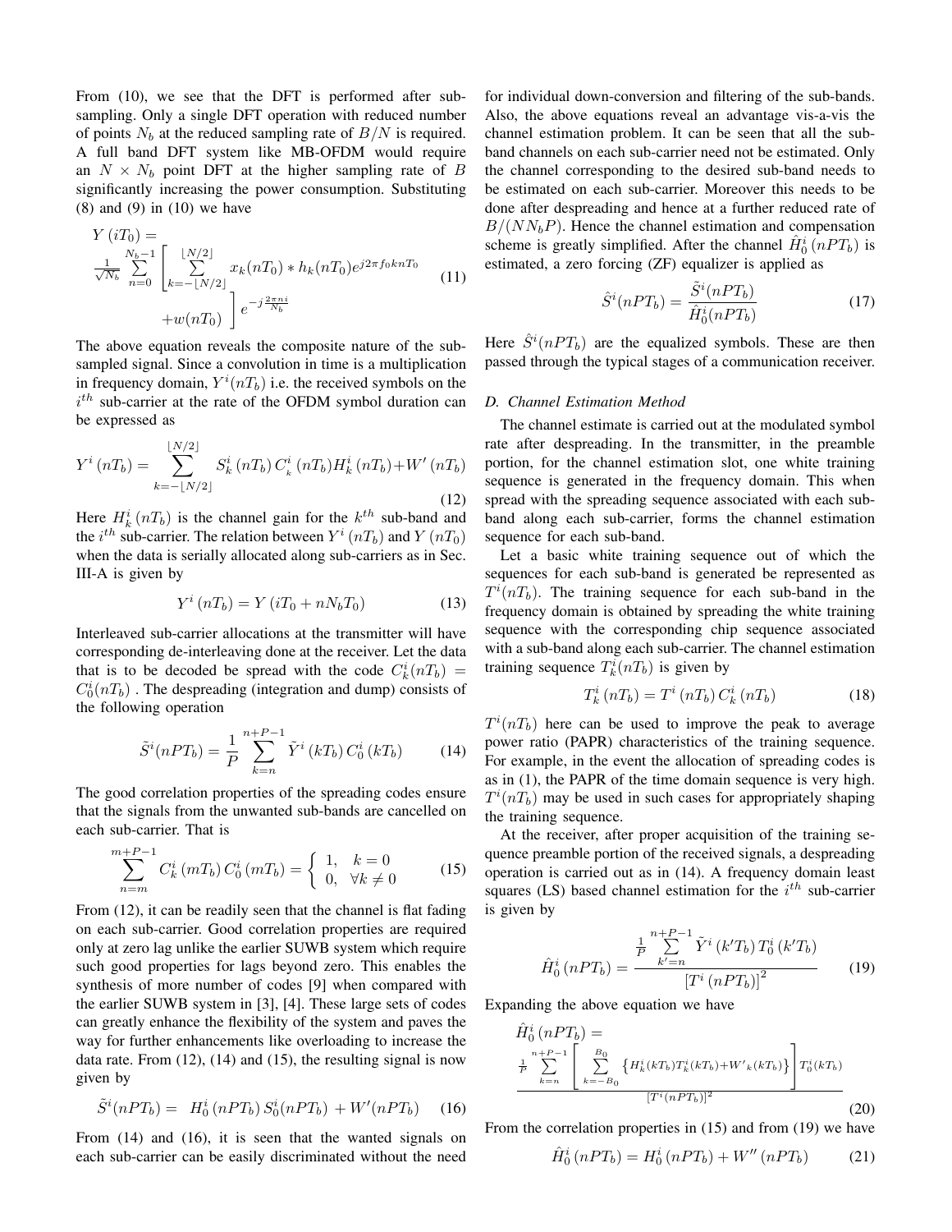From (10), we see that the DFT is performed after sub-sampling. Only a single DFT operation with reduced number of points $N_b$ at the reduced sampling rate of $B/N$ is required. A full band DFT system like MB-OFDM would require an $N \times N_b$ point DFT at the higher sampling rate of $B$ significantly increasing the power consumption. Substituting (8) and (9) in (10) we have

$$Y\left(iT_0\right) = \frac{1}{\sqrt{N_b}} \sum_{n=0}^{N_b-1} \left[ \sum_{k=-\lfloor N/2 \rfloor}^{\lfloor N/2 \rfloor} x_k(nT_0) * h_k(nT_0) e^{j2\pi f_0 k n T_0} + w(nT_0) \right] e^{-j\frac{2\pi n i}{N_b}} \quad (11)$$

The above equation reveals the composite nature of the sub-sampled signal. Since a convolution in time is a multiplication in frequency domain, $Y^i(nT_b)$ i.e. the received symbols on the $i^{th}$ sub-carrier at the rate of the OFDM symbol duration can be expressed as

$$Y^i\left(nT_b\right) = \sum_{k=-\lfloor N/2 \rfloor}^{\lfloor N/2 \rfloor} S_k^i\left(nT_b\right) C_k^i\left(nT_b\right) H_k^i\left(nT_b\right) + W'\left(nT_b\right) \quad (12)$$

Here $H_k^i\left(nT_b\right)$ is the channel gain for the $k^{th}$ sub-band and the $i^{th}$ sub-carrier. The relation between $Y^i\left(nT_b\right)$ and $Y\left(nT_0\right)$ when the data is serially allocated along sub-carriers as in Sec. III-A is given by

$$Y^i\left(nT_b\right) = Y\left(iT_0 + nN_bT_0\right) \quad (13)$$

Interleaved sub-carrier allocations at the transmitter will have corresponding de-interleaving done at the receiver. Let the data that is to be decoded be spread with the code $C_k^i(nT_b) = C_0^i(nT_b)$ . The despreading (integration and dump) consists of the following operation

$$\tilde{S}^i(nPT_b) = \frac{1}{P} \sum_{k=n}^{n+P-1} \tilde{Y}^i\left(kT_b\right) C_0^i\left(kT_b\right) \quad (14)$$

The good correlation properties of the spreading codes ensure that the signals from the unwanted sub-bands are cancelled on each sub-carrier. That is

$$\sum_{n=m}^{m+P-1} C_k^i\left(mT_b\right) C_0^i\left(mT_b\right) = \begin{cases} 1, & k = 0 \\ 0, & \forall k \neq 0 \end{cases} \quad (15)$$

From (12), it can be readily seen that the channel is flat fading on each sub-carrier. Good correlation properties are required only at zero lag unlike the earlier SUWB system which require such good properties for lags beyond zero. This enables the synthesis of more number of codes [9] when compared with the earlier SUWB system in [3], [4]. These large sets of codes can greatly enhance the flexibility of the system and paves the way for further enhancements like overloading to increase the data rate. From (12), (14) and (15), the resulting signal is now given by

$$\tilde{S}^i(nPT_b) = H_0^i\left(nPT_b\right) S_0^i(nPT_b) + W'(nPT_b) \quad (16)$$

From (14) and (16), it is seen that the wanted signals on each sub-carrier can be easily discriminated without the need for individual down-conversion and filtering of the sub-bands. Also, the above equations reveal an advantage vis-a-vis the channel estimation problem. It can be seen that all the sub-band channels on each sub-carrier need not be estimated. Only the channel corresponding to the desired sub-band needs to be estimated on each sub-carrier. Moreover this needs to be done after despreading and hence at a further reduced rate of $B/(NN_bP)$. Hence the channel estimation and compensation scheme is greatly simplified. After the channel $\hat{H}_0^i\left(nPT_b\right)$ is estimated, a zero forcing (ZF) equalizer is applied as

$$\hat{S}^i(nPT_b) = \frac{\tilde{S}^i(nPT_b)}{\hat{H}_0^i(nPT_b)} \quad (17)$$

Here $\hat{S}^i(nPT_b)$ are the equalized symbols. These are then passed through the typical stages of a communication receiver.

### D. Channel Estimation Method

The channel estimate is carried out at the modulated symbol rate after despreading. In the transmitter, in the preamble portion, for the channel estimation slot, one white training sequence is generated in the frequency domain. This when spread with the spreading sequence associated with each sub-band along each sub-carrier, forms the channel estimation sequence for each sub-band.

Let a basic white training sequence out of which the sequences for each sub-band is generated be represented as $T^i(nT_b)$. The training sequence for each sub-band in the frequency domain is obtained by spreading the white training sequence with the corresponding chip sequence associated with a sub-band along each sub-carrier. The channel estimation training sequence $T_k^i(nT_b)$ is given by

$$T_k^i\left(nT_b\right) = T^i\left(nT_b\right) C_k^i\left(nT_b\right) \quad (18)$$

$T^i(nT_b)$ here can be used to improve the peak to average power ratio (PAPR) characteristics of the training sequence. For example, in the event the allocation of spreading codes is as in (1), the PAPR of the time domain sequence is very high. $T^i(nT_b)$ may be used in such cases for appropriately shaping the training sequence.

At the receiver, after proper acquisition of the training sequence preamble portion of the received signals, a despreading operation is carried out as in (14). A frequency domain least squares (LS) based channel estimation for the $i^{th}$ sub-carrier is given by

$$\hat{H}_0^i\left(nPT_b\right) = \frac{\frac{1}{P}\sum_{k'=n}^{n+P-1} \tilde{Y}^i\left(k'T_b\right) T_0^i\left(k'T_b\right)}{\left[T^i\left(nPT_b\right)\right]^2} \quad (19)$$

Expanding the above equation we have

$$\hat{H}_0^i\left(nPT_b\right) = \frac{\frac{1}{P}\sum_{k=n}^{n+P-1} \left[ \sum_{k=-B_0}^{B_0} \left\{ H_k^i(kT_b) T_k^i(kT_b) + W'_k(kT_b) \right\} \right] T_0^i(kT_b)}{\left[T^i(nPT_b)\right]^2} \quad (20)$$

From the correlation properties in (15) and from (19) we have

$$\hat{H}_0^i\left(nPT_b\right) = H_0^i\left(nPT_b\right) + W''\left(nPT_b\right) \quad (21)$$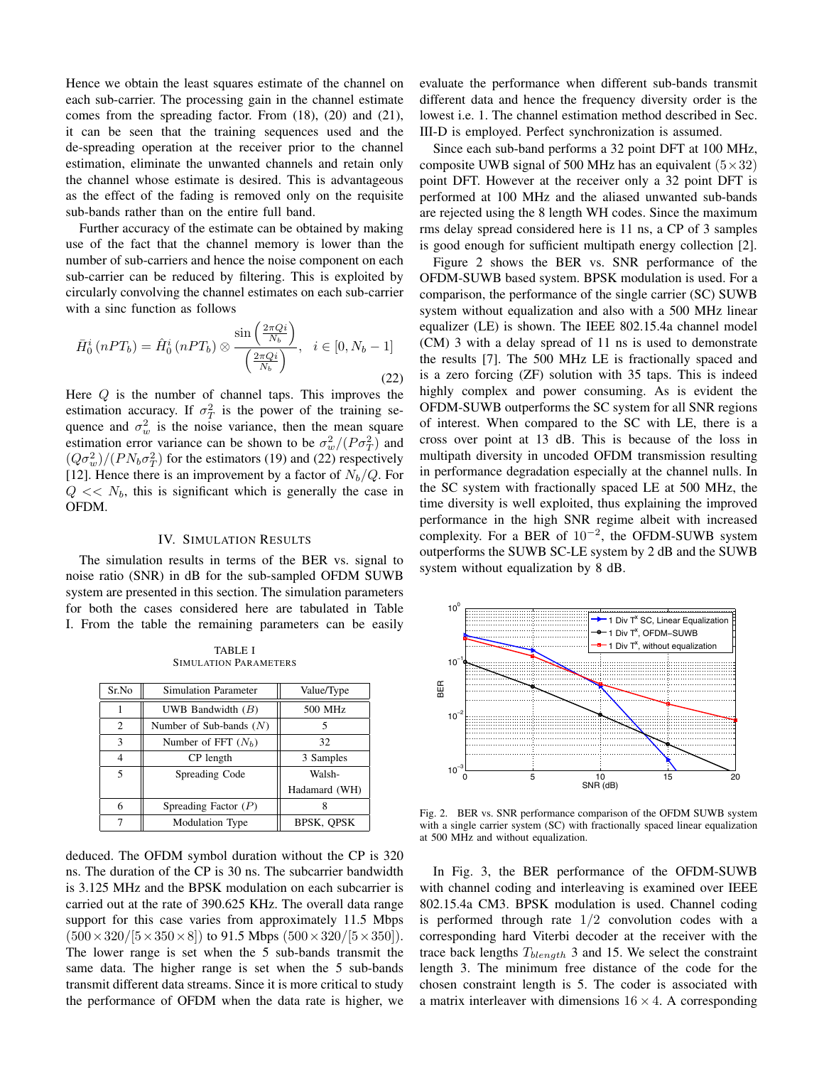Hence we obtain the least squares estimate of the channel on each sub-carrier. The processing gain in the channel estimate comes from the spreading factor. From (18), (20) and (21), it can be seen that the training sequences used and the de-spreading operation at the receiver prior to the channel estimation, eliminate the unwanted channels and retain only the channel whose estimate is desired. This is advantageous as the effect of the fading is removed only on the requisite sub-bands rather than on the entire full band.

Further accuracy of the estimate can be obtained by making use of the fact that the channel memory is lower than the number of sub-carriers and hence the noise component on each sub-carrier can be reduced by filtering. This is exploited by circularly convolving the channel estimates on each sub-carrier with a sinc function as follows

$$\bar{H}_0^i\left(nPT_b\right) = \hat{H}_0^i\left(nPT_b\right) \otimes \frac{\sin\left(\frac{2\pi Q i}{N_b}\right)}{\left(\frac{2\pi Q i}{N_b}\right)}, \quad i \in [0, N_b - 1] \tag{22}$$

Here $Q$ is the number of channel taps. This improves the estimation accuracy. If $\sigma_T^2$ is the power of the training sequence and $\sigma_w^2$ is the noise variance, then the mean square estimation error variance can be shown to be $\sigma_w^2/(P\sigma_T^2)$ and $(Q\sigma_w^2)/(PN_b\sigma_T^2)$ for the estimators (19) and (22) respectively [12]. Hence there is an improvement by a factor of $N_b/Q$. For $Q << N_b$, this is significant which is generally the case in OFDM.

## IV. Simulation Results

The simulation results in terms of the BER vs. signal to noise ratio (SNR) in dB for the sub-sampled OFDM SUWB system are presented in this section. The simulation parameters for both the cases considered here are tabulated in Table I. From the table the remaining parameters can be easily deduced. The OFDM symbol duration without the CP is 320 ns. The duration of the CP is 30 ns. The subcarrier bandwidth is 3.125 MHz and the BPSK modulation on each subcarrier is carried out at the rate of 390.625 KHz. The overall data range support for this case varies from approximately 11.5 Mbps $(500\times 320/[5\times 350\times 8])$ to 91.5 Mbps $(500\times 320/[5\times 350])$. The lower range is set when the 5 sub-bands transmit the same data. The higher range is set when the 5 sub-bands transmit different data streams. Since it is more critical to study the performance of OFDM when the data rate is higher, we evaluate the performance when different sub-bands transmit different data and hence the frequency diversity order is the lowest i.e. 1. The channel estimation method described in Sec. III-D is employed. Perfect synchronization is assumed.

TABLE I
Simulation Parameters

| Sr.No | Simulation Parameter | Value/Type |
|---|---|---|
| 1 | UWB Bandwidth ($B$) | 500 MHz |
| 2 | Number of Sub-bands ($N$) | 5 |
| 3 | Number of FFT ($N_b$) | 32 |
| 4 | CP length | 3 Samples |
| 5 | Spreading Code | Walsh-Hadamard (WH) |
| 6 | Spreading Factor ($P$) | 8 |
| 7 | Modulation Type | BPSK, QPSK |

Since each sub-band performs a 32 point DFT at 100 MHz, composite UWB signal of 500 MHz has an equivalent $(5\times 32)$ point DFT. However at the receiver only a 32 point DFT is performed at 100 MHz and the aliased unwanted sub-bands are rejected using the 8 length WH codes. Since the maximum rms delay spread considered here is 11 ns, a CP of 3 samples is good enough for sufficient multipath energy collection [2].

Figure 2 shows the BER vs. SNR performance of the OFDM-SUWB based system. BPSK modulation is used. For a comparison, the performance of the single carrier (SC) SUWB system without equalization and also with a 500 MHz linear equalizer (LE) is shown. The IEEE 802.15.4a channel model (CM) 3 with a delay spread of 11 ns is used to demonstrate the results [7]. The 500 MHz LE is fractionally spaced and is a zero forcing (ZF) solution with 35 taps. This is indeed highly complex and power consuming. As is evident the OFDM-SUWB outperforms the SC system for all SNR regions of interest. When compared to the SC with LE, there is a cross over point at 13 dB. This is because of the loss in multipath diversity in uncoded OFDM transmission resulting in performance degradation especially at the channel nulls. In the SC system with fractionally spaced LE at 500 MHz, the time diversity is well exploited, thus explaining the improved performance in the high SNR regime albeit with increased complexity. For a BER of $10^{-2}$, the OFDM-SUWB system outperforms the SUWB SC-LE system by 2 dB and the SUWB system without equalization by 8 dB.

Fig. 2. BER vs. SNR performance comparison of the OFDM SUWB system with a single carrier system (SC) with fractionally spaced linear equalization at 500 MHz and without equalization.

In Fig. 3, the BER performance of the OFDM-SUWB with channel coding and interleaving is examined over IEEE 802.15.4a CM3. BPSK modulation is used. Channel coding is performed through rate $1/2$ convolution codes with a corresponding hard Viterbi decoder at the receiver with the trace back lengths $T_{blength}$ 3 and 15. We select the constraint length 3. The minimum free distance of the code for the chosen constraint length is 5. The coder is associated with a matrix interleaver with dimensions $16 \times 4$. A corresponding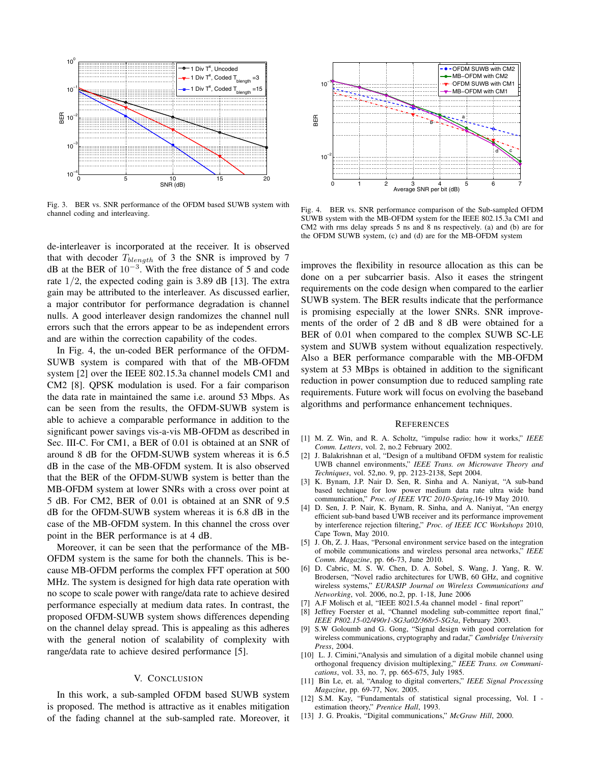10^0

10^-1

10^-2

10^-3

10^-4

BER

0 5 10 15 20

SNR (dB)

1 Div T^x, Uncoded

1 Div T^x, Coded T_blength =3

1 Div T^x, Coded T_blength =15

Fig. 3. BER vs. SNR performance of the OFDM based SUWB system with channel coding and interleaving.

10^-1

10^-2

BER

0 1 2 3 4 5 6 7

Average SNR per bit (dB)

OFDM SUWB with CM2

MB–OFDM with CM2

OFDM SUWB with CM1

MB–OFDM with CM1

a b c d

Fig. 4. BER vs. SNR performance comparison of the Sub-sampled OFDM SUWB system with the MB-OFDM system for the IEEE 802.15.3a CM1 and CM2 with rms delay spreads 5 ns and 8 ns respectively. (a) and (b) are for the OFDM SUWB system, (c) and (d) are for the MB-OFDM system

de-interleaver is incorporated at the receiver. It is observed that with decoder $T_{blength}$ of 3 the SNR is improved by 7 dB at the BER of $10^{-3}$. With the free distance of 5 and code rate $1/2$, the expected coding gain is 3.89 dB [13]. The extra gain may be attributed to the interleaver. As discussed earlier, a major contributor for performance degradation is channel nulls. A good interleaver design randomizes the channel null errors such that the errors appear to be as independent errors and are within the correction capability of the codes.

In Fig. 4, the un-coded BER performance of the OFDM-SUWB system is compared with that of the MB-OFDM system [2] over the IEEE 802.15.3a channel models CM1 and CM2 [8]. QPSK modulation is used. For a fair comparison the data rate in maintained the same i.e. around 53 Mbps. As can be seen from the results, the OFDM-SUWB system is able to achieve a comparable performance in addition to the significant power savings vis-a-vis MB-OFDM as described in Sec. III-C. For CM1, a BER of 0.01 is obtained at an SNR of around 8 dB for the OFDM-SUWB system whereas it is 6.5 dB in the case of the MB-OFDM system. It is also observed that the BER of the OFDM-SUWB system is better than the MB-OFDM system at lower SNRs with a cross over point at 5 dB. For CM2, BER of 0.01 is obtained at an SNR of 9.5 dB for the OFDM-SUWB system whereas it is 6.8 dB in the case of the MB-OFDM system. In this channel the cross over point in the BER performance is at 4 dB.

Moreover, it can be seen that the performance of the MB-OFDM system is the same for both the channels. This is because MB-OFDM performs the complex FFT operation at 500 MHz. The system is designed for high data rate operation with no scope to scale power with range/data rate to achieve desired performance especially at medium data rates. In contrast, the proposed OFDM-SUWB system shows differences depending on the channel delay spread. This is appealing as this adheres with the general notion of scalability of complexity with range/data rate to achieve desired performance [5].

## V. Conclusion

In this work, a sub-sampled OFDM based SUWB system is proposed. The method is attractive as it enables mitigation of the fading channel at the sub-sampled rate. Moreover, it improves the flexibility in resource allocation as this can be done on a per subcarrier basis. Also it eases the stringent requirements on the code design when compared to the earlier SUWB system. The BER results indicate that the performance is promising especially at the lower SNRs. SNR improvements of the order of 2 dB and 8 dB were obtained for a BER of 0.01 when compared to the complex SUWB SC-LE system and SUWB system without equalization respectively. Also a BER performance comparable with the MB-OFDM system at 53 MBps is obtained in addition to the significant reduction in power consumption due to reduced sampling rate requirements. Future work will focus on evolving the baseband algorithms and performance enhancement techniques.

## References

[1] M. Z. Win, and R. A. Scholtz, "impulse radio: how it works," *IEEE Comm. Letters*, vol. 2, no.2 February 2002.

[2] J. Balakrishnan et al, "Design of a multiband OFDM system for realistic UWB channel environments," *IEEE Trans. on Microwave Theory and Techniques*, vol. 52,no. 9, pp. 2123-2138, Sept 2004.

[3] K. Bynam, J.P. Nair D. Sen, R. Sinha and A. Naniyat, "A sub-band based technique for low power medium data rate ultra wide band communication," *Proc. of IEEE VTC 2010-Spring*,16-19 May 2010.

[4] D. Sen, J. P. Nair, K. Bynam, R. Sinha, and A. Naniyat, "An energy efficient sub-band based UWB receiver and its performance improvement by interference rejection filtering," *Proc. of IEEE ICC Workshops* 2010, Cape Town, May 2010.

[5] J. Oh, Z. J. Haas, "Personal environment service based on the integration of mobile communications and wireless personal area networks," *IEEE Comm. Magazine*, pp. 66-73, June 2010.

[6] D. Cabric, M. S. W. Chen, D. A. Sobel, S. Wang, J. Yang, R. W. Brodersen, "Novel radio architectures for UWB, 60 GHz, and cognitive wireless systems," *EURASIP Journal on Wireless Communications and Networking*, vol. 2006, no.2, pp. 1-18, June 2006

[7] A.F Molisch et al, "IEEE 8021.5.4a channel model - final report"

[8] Jeffrey Foerster et al, "Channel modeling sub-committee report final," *IEEE P802.15-02/490r1-SG3a02/368r5-SG3a*, February 2003.

[9] S.W Goloumb and G. Gong, "Signal design with good correlation for wireless communications, cryptography and radar," *Cambridge University Press*, 2004.

[10] L. J. Cimini,"Analysis and simulation of a digital mobile channel using orthogonal frequency division multiplexing," *IEEE Trans. on Communications*, vol. 33, no. 7, pp. 665-675, July 1985.

[11] Bin Le, et. al, "Analog to digital converters," *IEEE Signal Processing Magazine*, pp. 69-77, Nov. 2005.

[12] S.M. Kay, "Fundamentals of statistical signal processing, Vol. I - estimation theory," *Prentice Hall*, 1993.

[13] J. G. Proakis, "Digital communications," *McGraw Hill*, 2000.